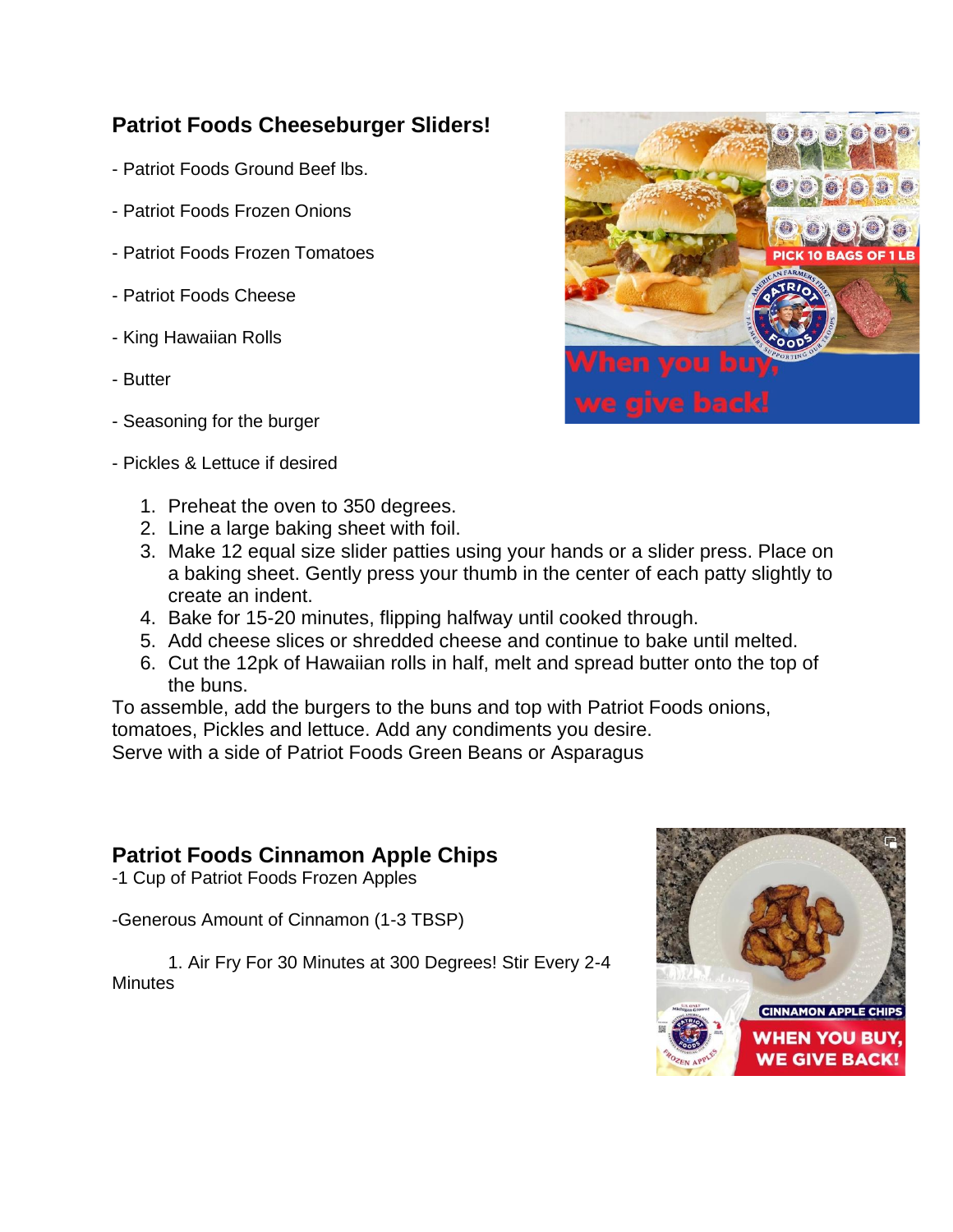## Patriot Foods Cheeseburger Sliders!

- Patriot Foods Ground Beef lbs.

- Patriot Foods Frozen Onions

- Patriot Foods Frozen Tomatoes

- Patriot Foods Cheese

- King Hawaiian Rolls

- Butter

- Seasoning for the burger

- Pickles & Lettuce if desired

1. Preheat the oven to 350 degrees.
2. Line a large baking sheet with foil.
3. Make 12 equal size slider patties using your hands or a slider press. Place on a baking sheet. Gently press your thumb in the center of each patty slightly to create an indent.
4. Bake for 15-20 minutes, flipping halfway until cooked through.
5. Add cheese slices or shredded cheese and continue to bake until melted.
6. Cut the 12pk of Hawaiian rolls in half, melt and spread butter onto the top of the buns.

To assemble, add the burgers to the buns and top with Patriot Foods onions, tomatoes, Pickles and lettuce. Add any condiments you desire.
Serve with a side of Patriot Foods Green Beans or Asparagus

## Patriot Foods Cinnamon Apple Chips

-1 Cup of Patriot Foods Frozen Apples

-Generous Amount of Cinnamon (1-3 TBSP)

1. Air Fry For 30 Minutes at 300 Degrees! Stir Every 2-4 Minutes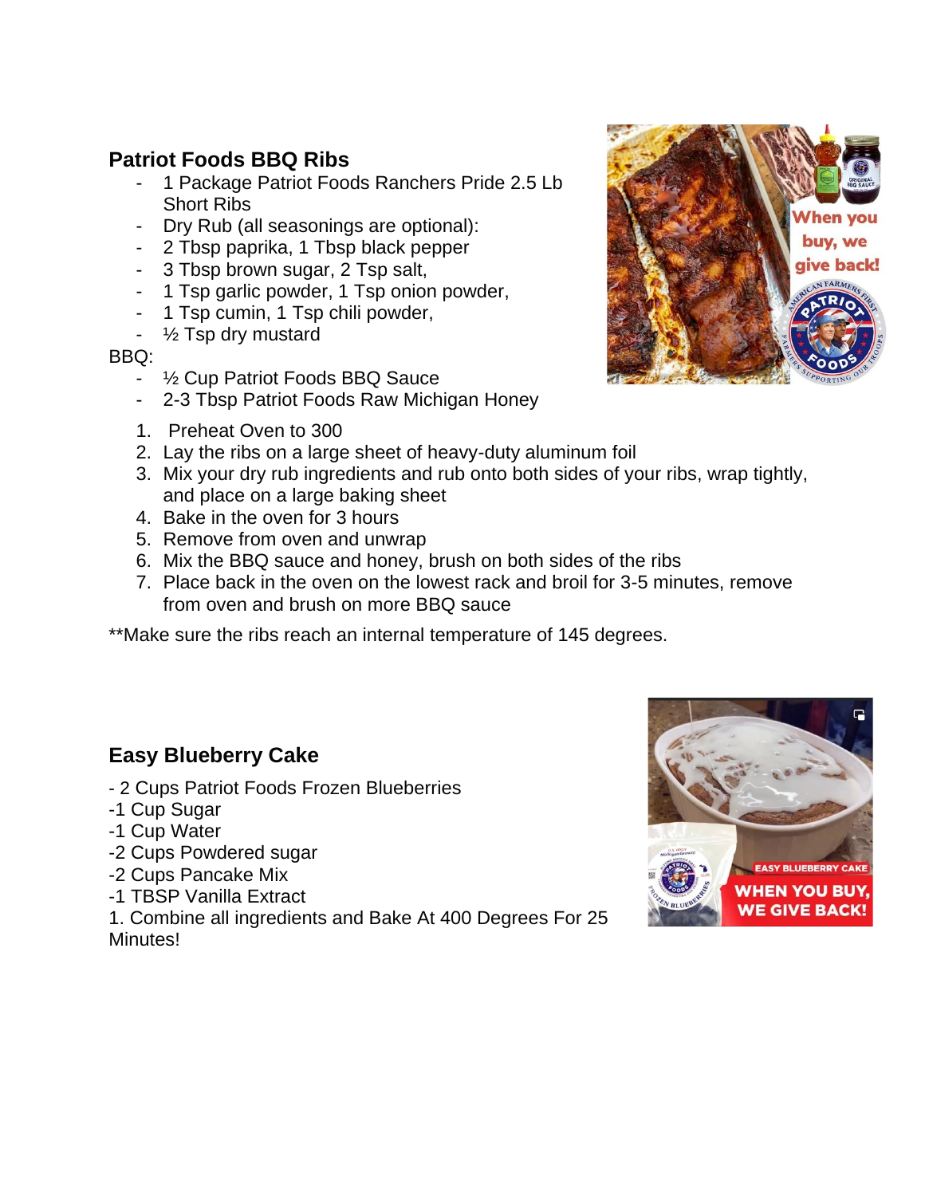## Patriot Foods BBQ Ribs

- 1 Package Patriot Foods Ranchers Pride 2.5 Lb Short Ribs
- Dry Rub (all seasonings are optional):
- 2 Tbsp paprika, 1 Tbsp black pepper
- 3 Tbsp brown sugar, 2 Tsp salt,
- 1 Tsp garlic powder, 1 Tsp onion powder,
- 1 Tsp cumin, 1 Tsp chili powder,
- ½ Tsp dry mustard

BBQ:

- ½ Cup Patriot Foods BBQ Sauce
- 2-3 Tbsp Patriot Foods Raw Michigan Honey

1. Preheat Oven to 300
2. Lay the ribs on a large sheet of heavy-duty aluminum foil
3. Mix your dry rub ingredients and rub onto both sides of your ribs, wrap tightly, and place on a large baking sheet
4. Bake in the oven for 3 hours
5. Remove from oven and unwrap
6. Mix the BBQ sauce and honey, brush on both sides of the ribs
7. Place back in the oven on the lowest rack and broil for 3-5 minutes, remove from oven and brush on more BBQ sauce

**Make sure the ribs reach an internal temperature of 145 degrees.

## Easy Blueberry Cake

- 2 Cups Patriot Foods Frozen Blueberries
-1 Cup Sugar
-1 Cup Water
-2 Cups Powdered sugar
-2 Cups Pancake Mix
-1 TBSP Vanilla Extract

1. Combine all ingredients and Bake At 400 Degrees For 25 Minutes!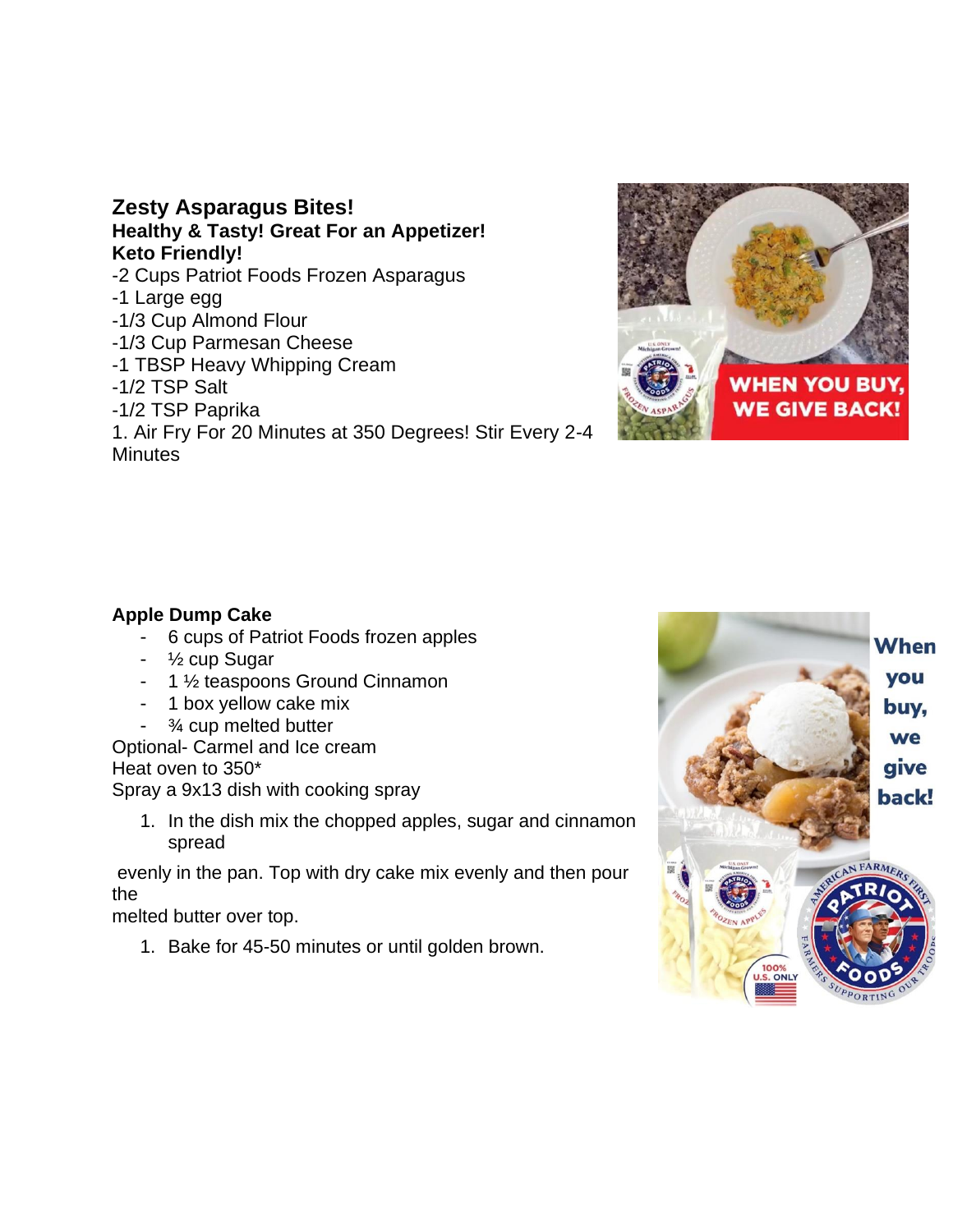**Zesty Asparagus Bites!**
**Healthy & Tasty! Great For an Appetizer!**
**Keto Friendly!**

-2 Cups Patriot Foods Frozen Asparagus
-1 Large egg
-1/3 Cup Almond Flour
-1/3 Cup Parmesan Cheese
-1 TBSP Heavy Whipping Cream
-1/2 TSP Salt
-1/2 TSP Paprika

1. Air Fry For 20 Minutes at 350 Degrees! Stir Every 2-4 Minutes

**Apple Dump Cake**

- 6 cups of Patriot Foods frozen apples
- ½ cup Sugar
- 1 ½ teaspoons Ground Cinnamon
- 1 box yellow cake mix
- ¾ cup melted butter

Optional- Carmel and Ice cream
Heat oven to 350*
Spray a 9x13 dish with cooking spray

1. In the dish mix the chopped apples, sugar and cinnamon spread

evenly in the pan. Top with dry cake mix evenly and then pour the
melted butter over top.

1. Bake for 45-50 minutes or until golden brown.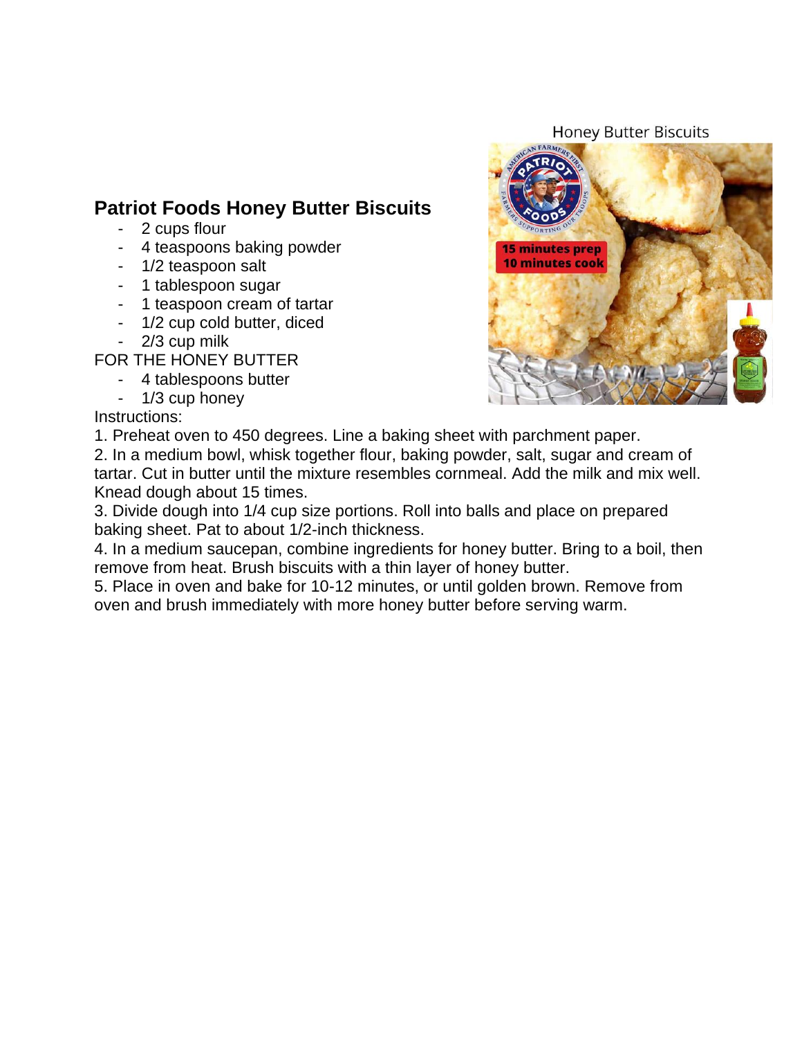## Patriot Foods Honey Butter Biscuits

- 2 cups flour
- 4 teaspoons baking powder
- 1/2 teaspoon salt
- 1 tablespoon sugar
- 1 teaspoon cream of tartar
- 1/2 cup cold butter, diced
- 2/3 cup milk

FOR THE HONEY BUTTER

- 4 tablespoons butter
- 1/3 cup honey

Instructions:

1. Preheat oven to 450 degrees. Line a baking sheet with parchment paper.
2. In a medium bowl, whisk together flour, baking powder, salt, sugar and cream of tartar. Cut in butter until the mixture resembles cornmeal. Add the milk and mix well. Knead dough about 15 times.
3. Divide dough into 1/4 cup size portions. Roll into balls and place on prepared baking sheet. Pat to about 1/2-inch thickness.
4. In a medium saucepan, combine ingredients for honey butter. Bring to a boil, then remove from heat. Brush biscuits with a thin layer of honey butter.
5. Place in oven and bake for 10-12 minutes, or until golden brown. Remove from oven and brush immediately with more honey butter before serving warm.